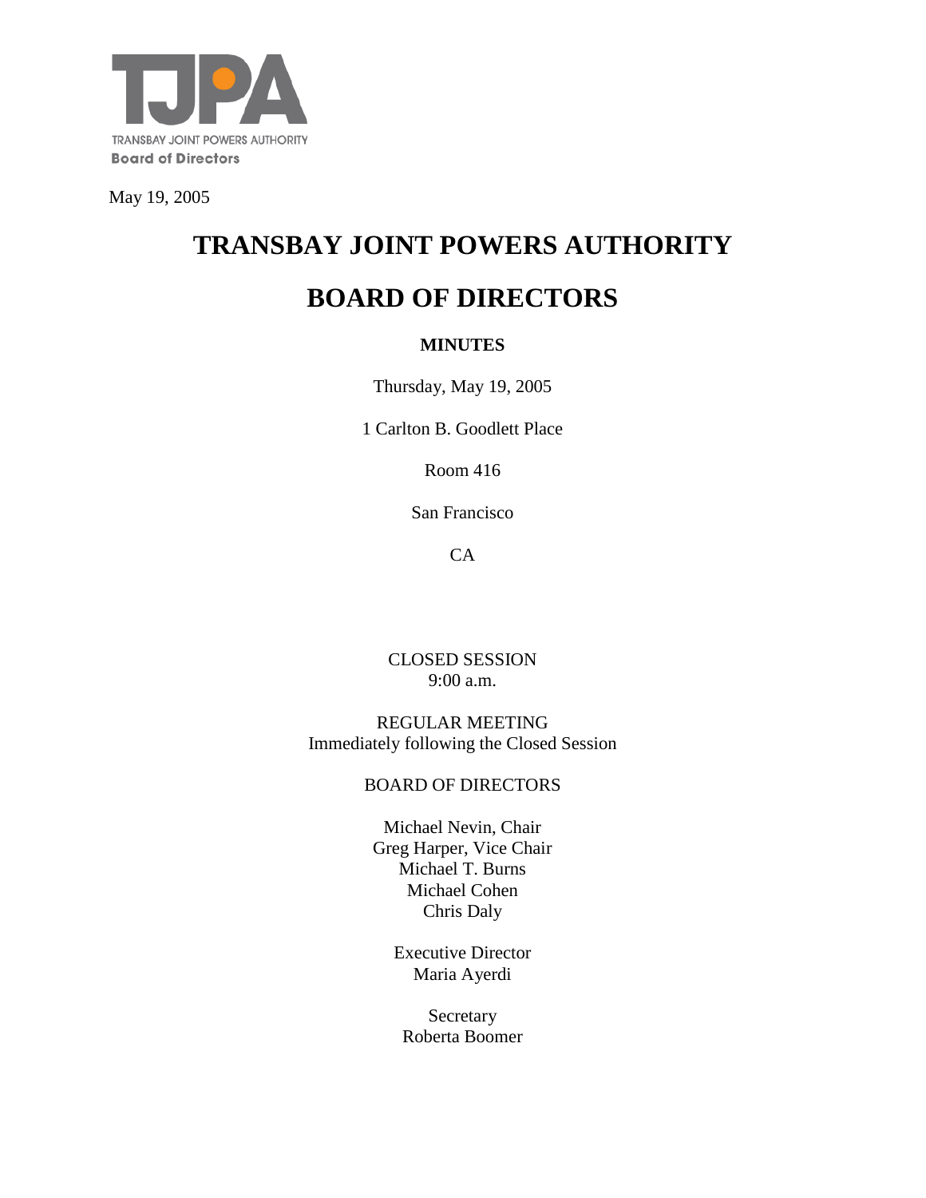TJPA

TRANSBAY JOINT POWERS AUTHORITY
**Board of Directors**

May 19, 2005

# TRANSBAY JOINT POWERS AUTHORITY

# BOARD OF DIRECTORS

**MINUTES**

Thursday, May 19, 2005

1 Carlton B. Goodlett Place

Room 416

San Francisco

CA

CLOSED SESSION
9:00 a.m.

REGULAR MEETING
Immediately following the Closed Session

BOARD OF DIRECTORS

Michael Nevin, Chair
Greg Harper, Vice Chair
Michael T. Burns
Michael Cohen
Chris Daly

Executive Director
Maria Ayerdi

Secretary
Roberta Boomer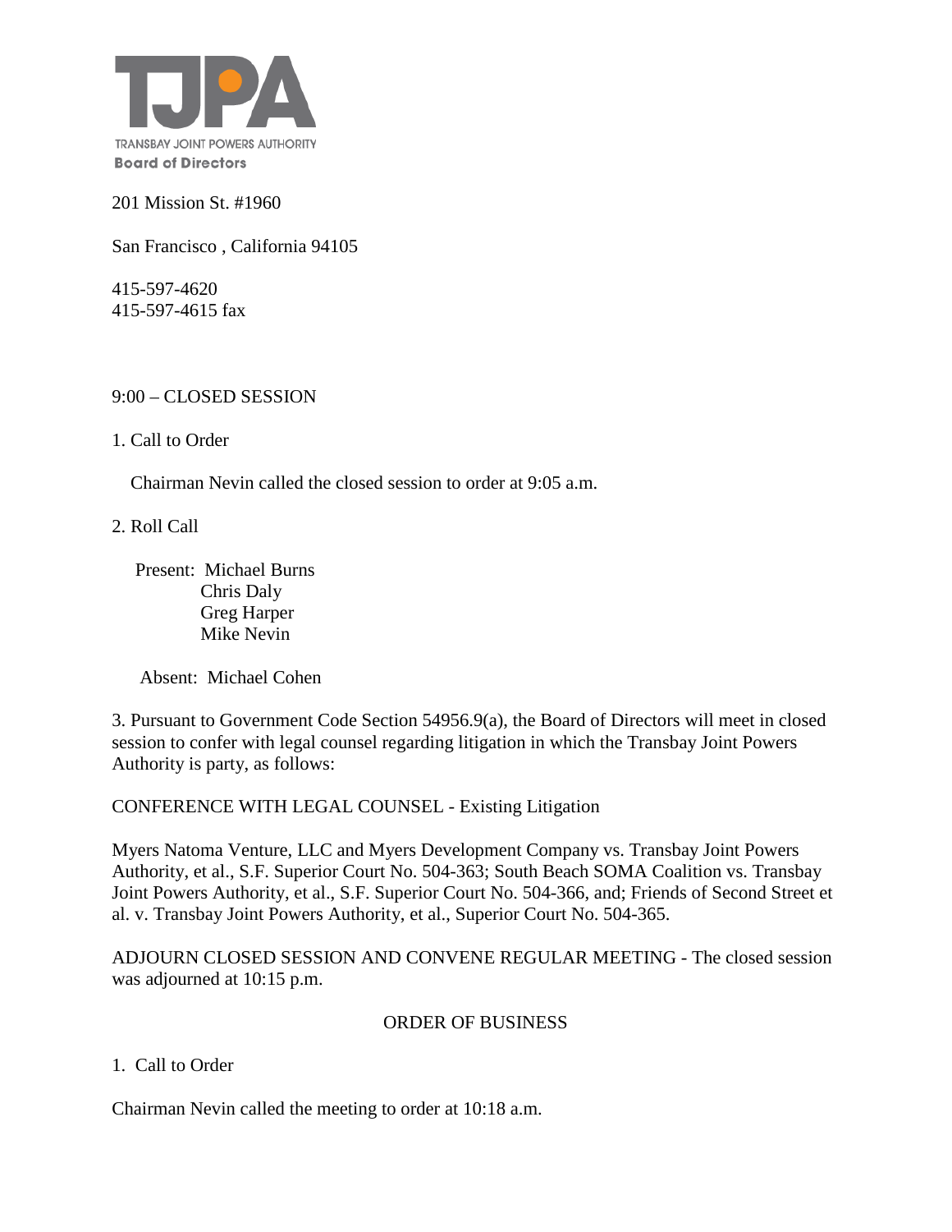TRANSBAY JOINT POWERS AUTHORITY

**Board of Directors**

201 Mission St. #1960

San Francisco , California 94105

415-597-4620
415-597-4615 fax

9:00 – CLOSED SESSION

1. Call to Order

Chairman Nevin called the closed session to order at 9:05 a.m.

2. Roll Call

Present: Michael Burns
Chris Daly
Greg Harper
Mike Nevin

Absent: Michael Cohen

3. Pursuant to Government Code Section 54956.9(a), the Board of Directors will meet in closed session to confer with legal counsel regarding litigation in which the Transbay Joint Powers Authority is party, as follows:

CONFERENCE WITH LEGAL COUNSEL - Existing Litigation

Myers Natoma Venture, LLC and Myers Development Company vs. Transbay Joint Powers Authority, et al., S.F. Superior Court No. 504-363; South Beach SOMA Coalition vs. Transbay Joint Powers Authority, et al., S.F. Superior Court No. 504-366, and; Friends of Second Street et al. v. Transbay Joint Powers Authority, et al., Superior Court No. 504-365.

ADJOURN CLOSED SESSION AND CONVENE REGULAR MEETING - The closed session was adjourned at 10:15 p.m.

ORDER OF BUSINESS

1. Call to Order

Chairman Nevin called the meeting to order at 10:18 a.m.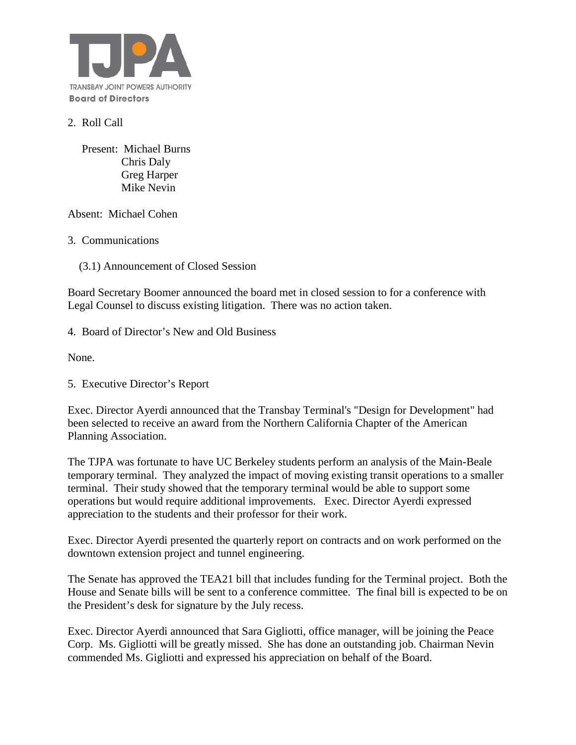2. Roll Call

Present: Michael Burns
Chris Daly
Greg Harper
Mike Nevin

Absent: Michael Cohen

3. Communications

(3.1) Announcement of Closed Session

Board Secretary Boomer announced the board met in closed session to for a conference with Legal Counsel to discuss existing litigation. There was no action taken.

4. Board of Director's New and Old Business

None.

5. Executive Director's Report

Exec. Director Ayerdi announced that the Transbay Terminal's "Design for Development" had been selected to receive an award from the Northern California Chapter of the American Planning Association.

The TJPA was fortunate to have UC Berkeley students perform an analysis of the Main-Beale temporary terminal. They analyzed the impact of moving existing transit operations to a smaller terminal. Their study showed that the temporary terminal would be able to support some operations but would require additional improvements. Exec. Director Ayerdi expressed appreciation to the students and their professor for their work.

Exec. Director Ayerdi presented the quarterly report on contracts and on work performed on the downtown extension project and tunnel engineering.

The Senate has approved the TEA21 bill that includes funding for the Terminal project. Both the House and Senate bills will be sent to a conference committee. The final bill is expected to be on the President's desk for signature by the July recess.

Exec. Director Ayerdi announced that Sara Gigliotti, office manager, will be joining the Peace Corp. Ms. Gigliotti will be greatly missed. She has done an outstanding job. Chairman Nevin commended Ms. Gigliotti and expressed his appreciation on behalf of the Board.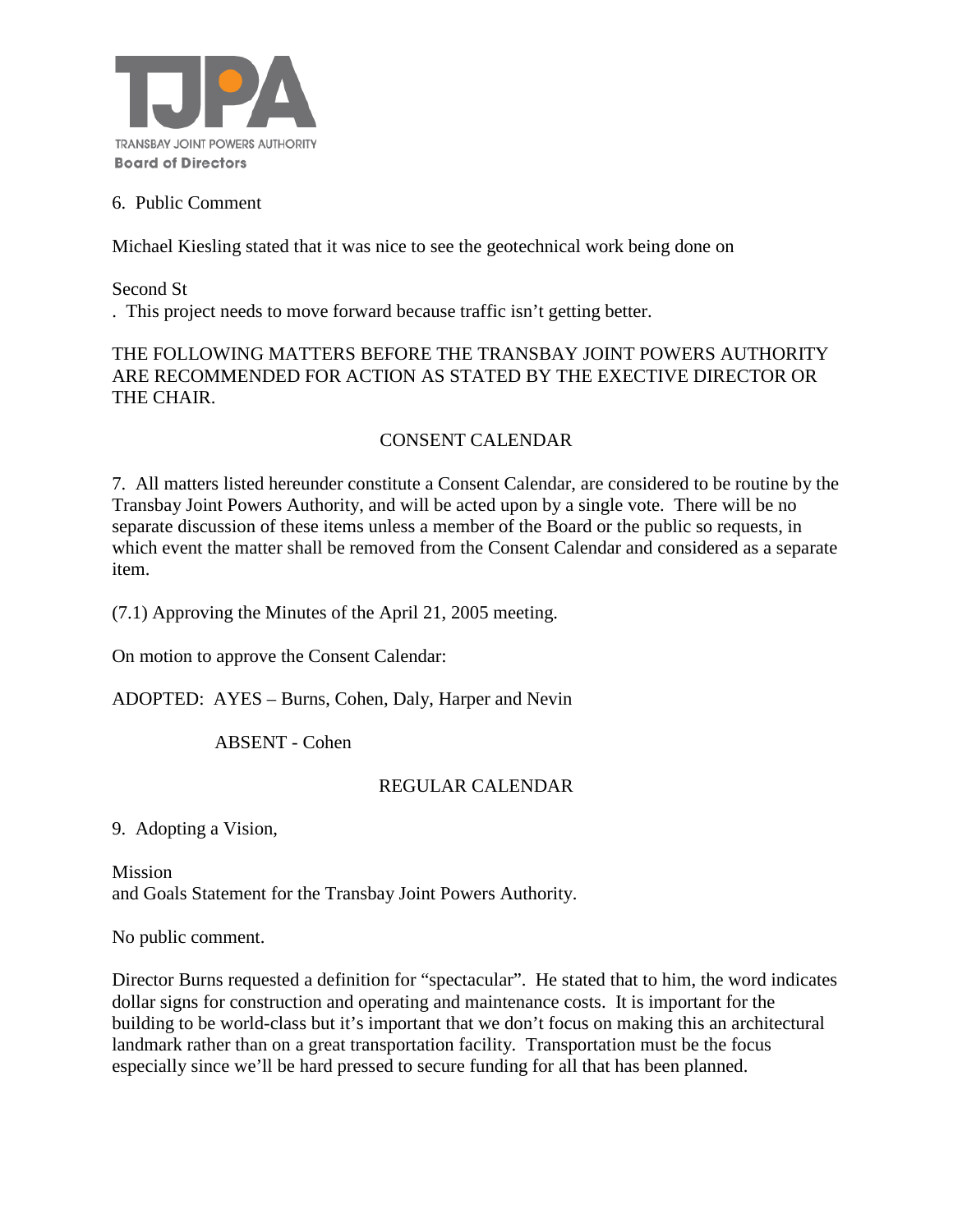6. Public Comment

Michael Kiesling stated that it was nice to see the geotechnical work being done on

Second St

. This project needs to move forward because traffic isn't getting better.

THE FOLLOWING MATTERS BEFORE THE TRANSBAY JOINT POWERS AUTHORITY ARE RECOMMENDED FOR ACTION AS STATED BY THE EXECTIVE DIRECTOR OR THE CHAIR.

CONSENT CALENDAR

7. All matters listed hereunder constitute a Consent Calendar, are considered to be routine by the Transbay Joint Powers Authority, and will be acted upon by a single vote. There will be no separate discussion of these items unless a member of the Board or the public so requests, in which event the matter shall be removed from the Consent Calendar and considered as a separate item.

(7.1) Approving the Minutes of the April 21, 2005 meeting.

On motion to approve the Consent Calendar:

ADOPTED: AYES – Burns, Cohen, Daly, Harper and Nevin

ABSENT - Cohen

REGULAR CALENDAR

9. Adopting a Vision,

Mission
and Goals Statement for the Transbay Joint Powers Authority.

No public comment.

Director Burns requested a definition for "spectacular". He stated that to him, the word indicates dollar signs for construction and operating and maintenance costs. It is important for the building to be world-class but it's important that we don't focus on making this an architectural landmark rather than on a great transportation facility. Transportation must be the focus especially since we'll be hard pressed to secure funding for all that has been planned.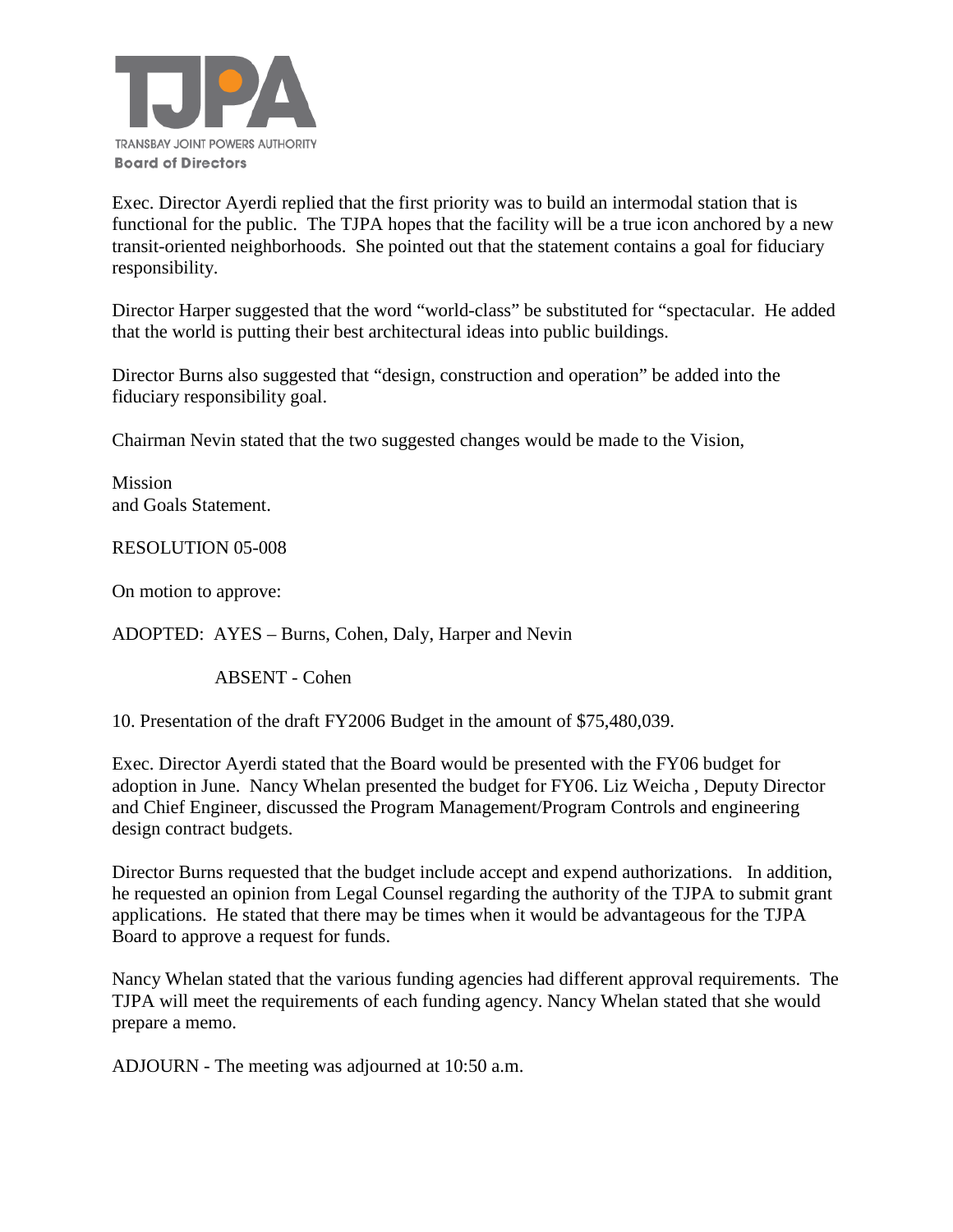Exec. Director Ayerdi replied that the first priority was to build an intermodal station that is functional for the public. The TJPA hopes that the facility will be a true icon anchored by a new transit-oriented neighborhoods. She pointed out that the statement contains a goal for fiduciary responsibility.

Director Harper suggested that the word "world-class" be substituted for "spectacular. He added that the world is putting their best architectural ideas into public buildings.

Director Burns also suggested that "design, construction and operation" be added into the fiduciary responsibility goal.

Chairman Nevin stated that the two suggested changes would be made to the Vision,

Mission
and Goals Statement.

RESOLUTION 05-008

On motion to approve:

ADOPTED: AYES – Burns, Cohen, Daly, Harper and Nevin

ABSENT - Cohen

10. Presentation of the draft FY2006 Budget in the amount of $75,480,039.

Exec. Director Ayerdi stated that the Board would be presented with the FY06 budget for adoption in June. Nancy Whelan presented the budget for FY06. Liz Weicha , Deputy Director and Chief Engineer, discussed the Program Management/Program Controls and engineering design contract budgets.

Director Burns requested that the budget include accept and expend authorizations. In addition, he requested an opinion from Legal Counsel regarding the authority of the TJPA to submit grant applications. He stated that there may be times when it would be advantageous for the TJPA Board to approve a request for funds.

Nancy Whelan stated that the various funding agencies had different approval requirements. The TJPA will meet the requirements of each funding agency. Nancy Whelan stated that she would prepare a memo.

ADJOURN - The meeting was adjourned at 10:50 a.m.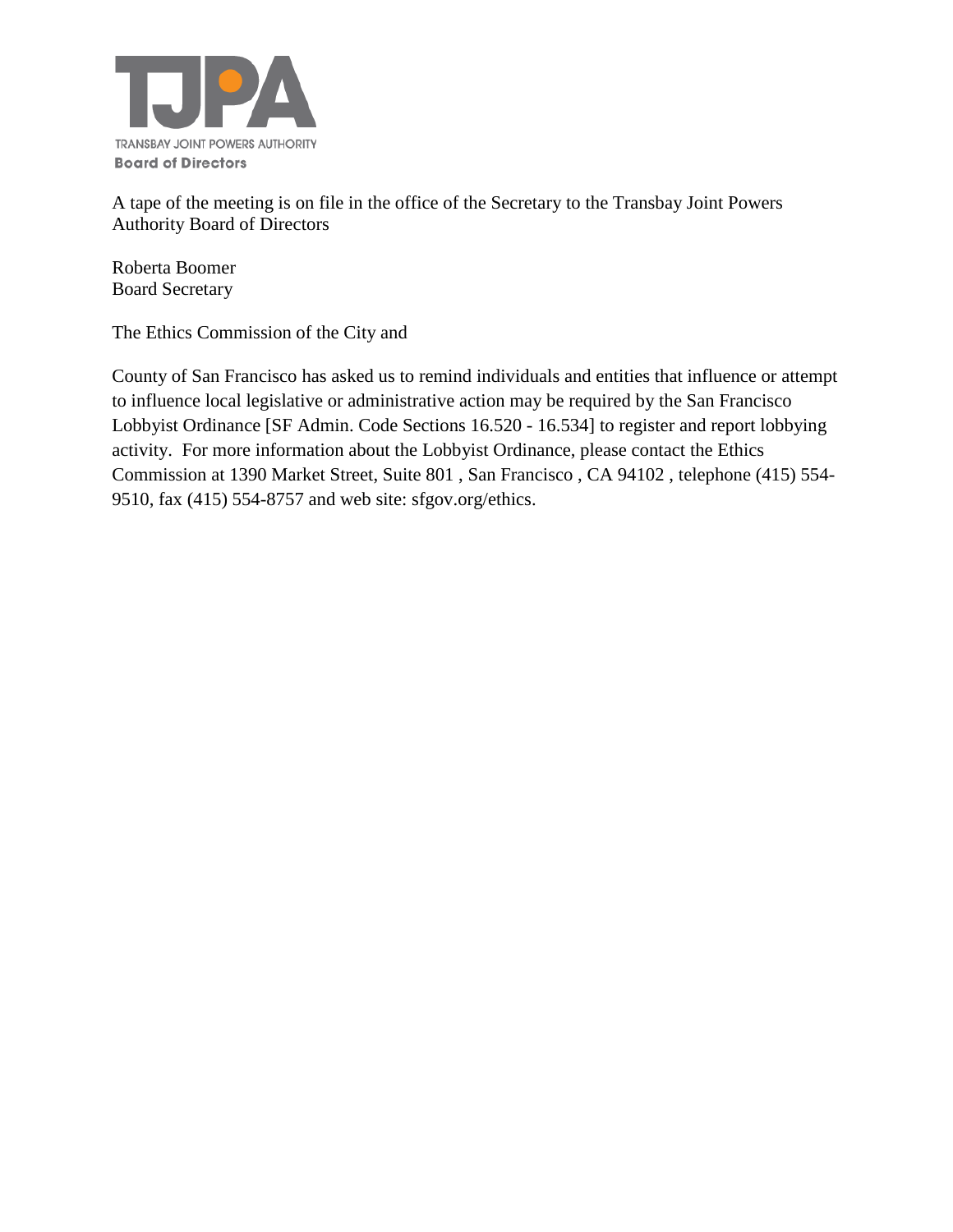TRANSBAY JOINT POWERS AUTHORITY
**Board of Directors**

A tape of the meeting is on file in the office of the Secretary to the Transbay Joint Powers Authority Board of Directors

Roberta Boomer
Board Secretary

The Ethics Commission of the City and

County of San Francisco has asked us to remind individuals and entities that influence or attempt to influence local legislative or administrative action may be required by the San Francisco Lobbyist Ordinance [SF Admin. Code Sections 16.520 - 16.534] to register and report lobbying activity. For more information about the Lobbyist Ordinance, please contact the Ethics Commission at 1390 Market Street, Suite 801 , San Francisco , CA 94102 , telephone (415) 554-9510, fax (415) 554-8757 and web site: sfgov.org/ethics.